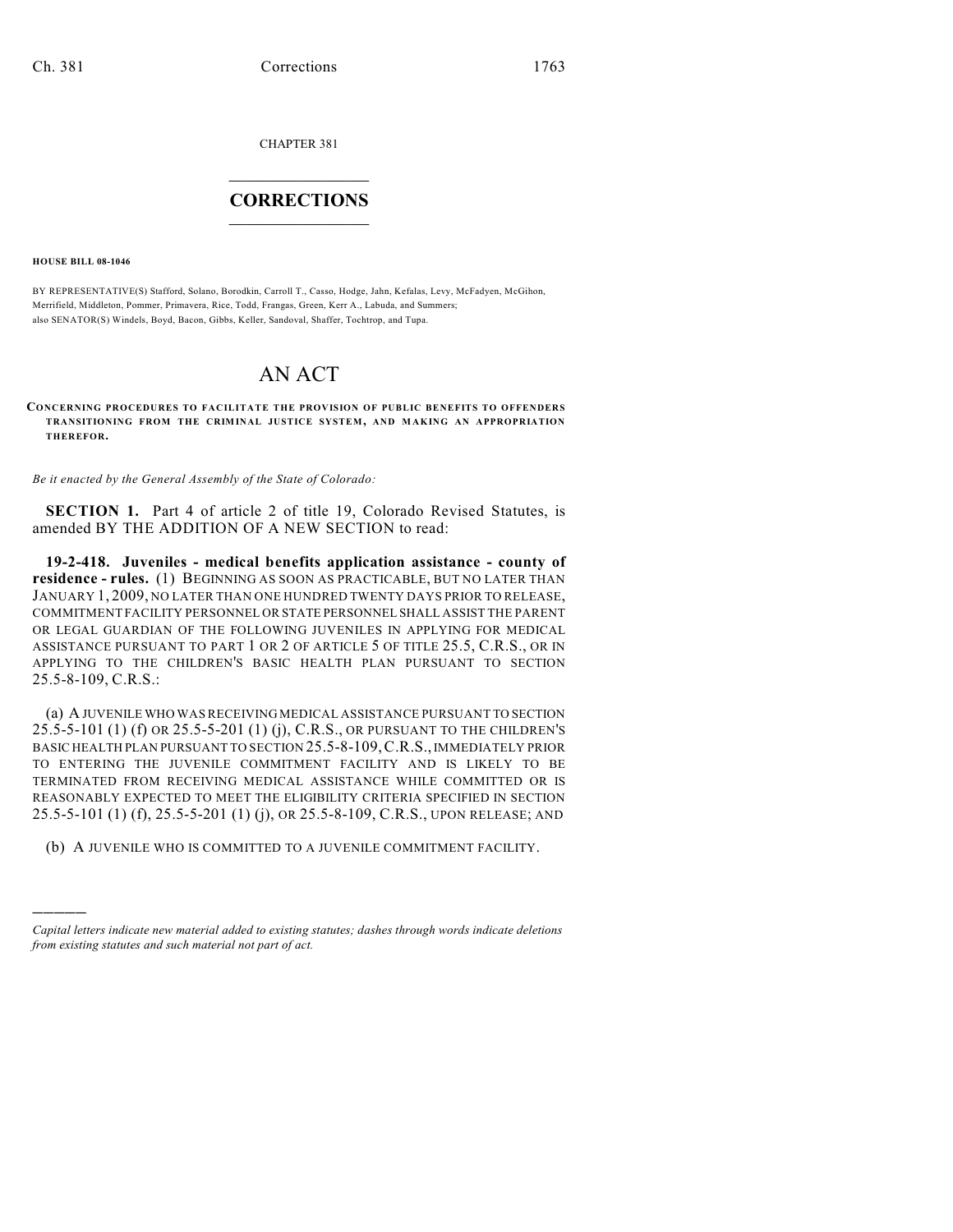CHAPTER 381

# CORRECTIONS

**HOUSE BILL 08-1046**

BY REPRESENTATIVE(S) Stafford, Solano, Borodkin, Carroll T., Casso, Hodge, Jahn, Kefalas, Levy, McFadyen, McGihon, Merrifield, Middleton, Pommer, Primavera, Rice, Todd, Frangas, Green, Kerr A., Labuda, and Summers; also SENATOR(S) Windels, Boyd, Bacon, Gibbs, Keller, Sandoval, Shaffer, Tochtrop, and Tupa.

# AN ACT

**CONCERNING PROCEDURES TO FACILITATE THE PROVISION OF PUBLIC BENEFITS TO OFFENDERS TRANSITIONING FROM THE CRIMINAL JUSTICE SYSTEM, AND MAKING AN APPROPRIATION THEREFOR.**

*Be it enacted by the General Assembly of the State of Colorado:*

**SECTION 1.** Part 4 of article 2 of title 19, Colorado Revised Statutes, is amended BY THE ADDITION OF A NEW SECTION to read:

**19-2-418. Juveniles - medical benefits application assistance - county of residence - rules.** (1) BEGINNING AS SOON AS PRACTICABLE, BUT NO LATER THAN JANUARY 1, 2009, NO LATER THAN ONE HUNDRED TWENTY DAYS PRIOR TO RELEASE, COMMITMENT FACILITY PERSONNEL OR STATE PERSONNEL SHALL ASSIST THE PARENT OR LEGAL GUARDIAN OF THE FOLLOWING JUVENILES IN APPLYING FOR MEDICAL ASSISTANCE PURSUANT TO PART 1 OR 2 OF ARTICLE 5 OF TITLE 25.5, C.R.S., OR IN APPLYING TO THE CHILDREN'S BASIC HEALTH PLAN PURSUANT TO SECTION 25.5-8-109, C.R.S.:

(a) A JUVENILE WHO WAS RECEIVING MEDICAL ASSISTANCE PURSUANT TO SECTION 25.5-5-101 (1) (f) OR 25.5-5-201 (1) (j), C.R.S., OR PURSUANT TO THE CHILDREN'S BASIC HEALTH PLAN PURSUANT TO SECTION 25.5-8-109, C.R.S., IMMEDIATELY PRIOR TO ENTERING THE JUVENILE COMMITMENT FACILITY AND IS LIKELY TO BE TERMINATED FROM RECEIVING MEDICAL ASSISTANCE WHILE COMMITTED OR IS REASONABLY EXPECTED TO MEET THE ELIGIBILITY CRITERIA SPECIFIED IN SECTION 25.5-5-101 (1) (f), 25.5-5-201 (1) (j), OR 25.5-8-109, C.R.S., UPON RELEASE; AND

(b) A JUVENILE WHO IS COMMITTED TO A JUVENILE COMMITMENT FACILITY.

---

*Capital letters indicate new material added to existing statutes; dashes through words indicate deletions from existing statutes and such material not part of act.*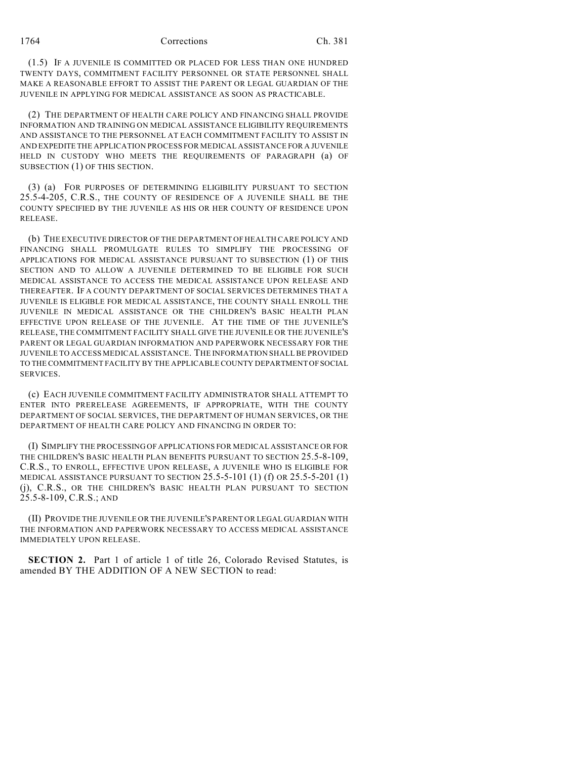(1.5) IF A JUVENILE IS COMMITTED OR PLACED FOR LESS THAN ONE HUNDRED TWENTY DAYS, COMMITMENT FACILITY PERSONNEL OR STATE PERSONNEL SHALL MAKE A REASONABLE EFFORT TO ASSIST THE PARENT OR LEGAL GUARDIAN OF THE JUVENILE IN APPLYING FOR MEDICAL ASSISTANCE AS SOON AS PRACTICABLE.

(2) THE DEPARTMENT OF HEALTH CARE POLICY AND FINANCING SHALL PROVIDE INFORMATION AND TRAINING ON MEDICAL ASSISTANCE ELIGIBILITY REQUIREMENTS AND ASSISTANCE TO THE PERSONNEL AT EACH COMMITMENT FACILITY TO ASSIST IN AND EXPEDITE THE APPLICATION PROCESS FOR MEDICAL ASSISTANCE FOR A JUVENILE HELD IN CUSTODY WHO MEETS THE REQUIREMENTS OF PARAGRAPH (a) OF SUBSECTION (1) OF THIS SECTION.

(3) (a) FOR PURPOSES OF DETERMINING ELIGIBILITY PURSUANT TO SECTION 25.5-4-205, C.R.S., THE COUNTY OF RESIDENCE OF A JUVENILE SHALL BE THE COUNTY SPECIFIED BY THE JUVENILE AS HIS OR HER COUNTY OF RESIDENCE UPON RELEASE.

(b) THE EXECUTIVE DIRECTOR OF THE DEPARTMENT OF HEALTH CARE POLICY AND FINANCING SHALL PROMULGATE RULES TO SIMPLIFY THE PROCESSING OF APPLICATIONS FOR MEDICAL ASSISTANCE PURSUANT TO SUBSECTION (1) OF THIS SECTION AND TO ALLOW A JUVENILE DETERMINED TO BE ELIGIBLE FOR SUCH MEDICAL ASSISTANCE TO ACCESS THE MEDICAL ASSISTANCE UPON RELEASE AND THEREAFTER. IF A COUNTY DEPARTMENT OF SOCIAL SERVICES DETERMINES THAT A JUVENILE IS ELIGIBLE FOR MEDICAL ASSISTANCE, THE COUNTY SHALL ENROLL THE JUVENILE IN MEDICAL ASSISTANCE OR THE CHILDREN'S BASIC HEALTH PLAN EFFECTIVE UPON RELEASE OF THE JUVENILE. AT THE TIME OF THE JUVENILE'S RELEASE, THE COMMITMENT FACILITY SHALL GIVE THE JUVENILE OR THE JUVENILE'S PARENT OR LEGAL GUARDIAN INFORMATION AND PAPERWORK NECESSARY FOR THE JUVENILE TO ACCESS MEDICAL ASSISTANCE. THE INFORMATION SHALL BE PROVIDED TO THE COMMITMENT FACILITY BY THE APPLICABLE COUNTY DEPARTMENT OF SOCIAL SERVICES.

(c) EACH JUVENILE COMMITMENT FACILITY ADMINISTRATOR SHALL ATTEMPT TO ENTER INTO PRERELEASE AGREEMENTS, IF APPROPRIATE, WITH THE COUNTY DEPARTMENT OF SOCIAL SERVICES, THE DEPARTMENT OF HUMAN SERVICES, OR THE DEPARTMENT OF HEALTH CARE POLICY AND FINANCING IN ORDER TO:

(I) SIMPLIFY THE PROCESSING OF APPLICATIONS FOR MEDICAL ASSISTANCE OR FOR THE CHILDREN'S BASIC HEALTH PLAN BENEFITS PURSUANT TO SECTION 25.5-8-109, C.R.S., TO ENROLL, EFFECTIVE UPON RELEASE, A JUVENILE WHO IS ELIGIBLE FOR MEDICAL ASSISTANCE PURSUANT TO SECTION 25.5-5-101 (1) (f) OR 25.5-5-201 (1) (j), C.R.S., OR THE CHILDREN'S BASIC HEALTH PLAN PURSUANT TO SECTION 25.5-8-109, C.R.S.; AND

(II) PROVIDE THE JUVENILE OR THE JUVENILE'S PARENT OR LEGAL GUARDIAN WITH THE INFORMATION AND PAPERWORK NECESSARY TO ACCESS MEDICAL ASSISTANCE IMMEDIATELY UPON RELEASE.

**SECTION 2.** Part 1 of article 1 of title 26, Colorado Revised Statutes, is amended BY THE ADDITION OF A NEW SECTION to read: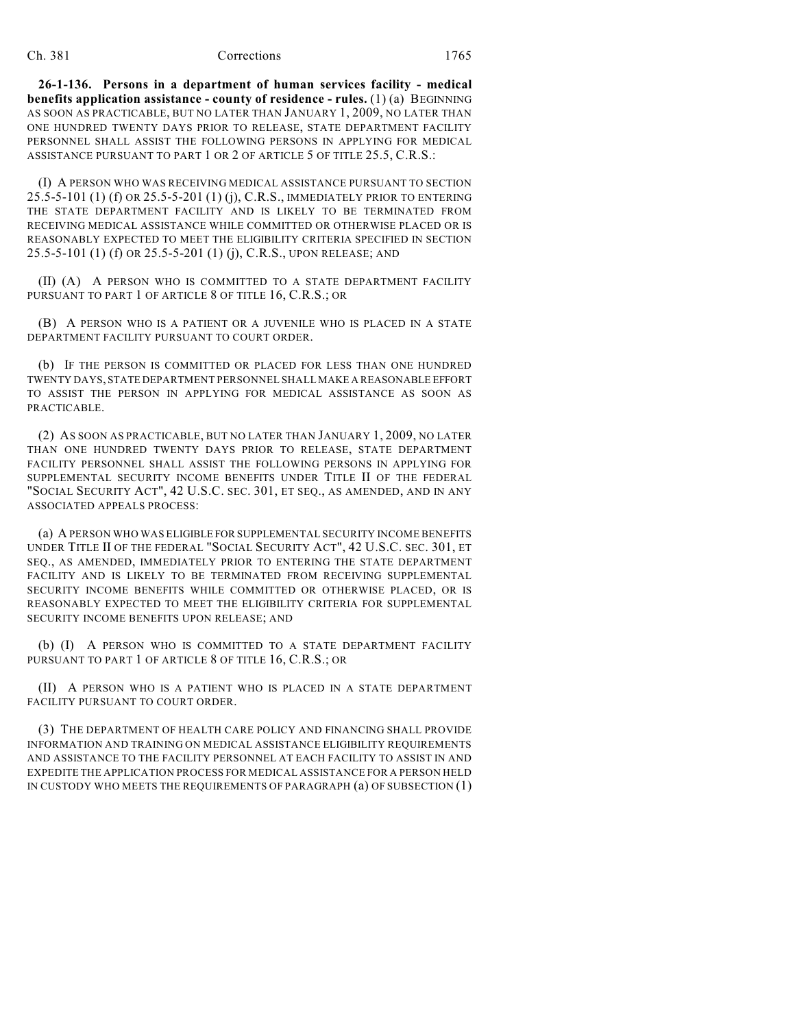**26-1-136. Persons in a department of human services facility - medical benefits application assistance - county of residence - rules.** (1) (a) BEGINNING AS SOON AS PRACTICABLE, BUT NO LATER THAN JANUARY 1, 2009, NO LATER THAN ONE HUNDRED TWENTY DAYS PRIOR TO RELEASE, STATE DEPARTMENT FACILITY PERSONNEL SHALL ASSIST THE FOLLOWING PERSONS IN APPLYING FOR MEDICAL ASSISTANCE PURSUANT TO PART 1 OR 2 OF ARTICLE 5 OF TITLE 25.5, C.R.S.:

(I) A PERSON WHO WAS RECEIVING MEDICAL ASSISTANCE PURSUANT TO SECTION 25.5-5-101 (1) (f) OR 25.5-5-201 (1) (j), C.R.S., IMMEDIATELY PRIOR TO ENTERING THE STATE DEPARTMENT FACILITY AND IS LIKELY TO BE TERMINATED FROM RECEIVING MEDICAL ASSISTANCE WHILE COMMITTED OR OTHERWISE PLACED OR IS REASONABLY EXPECTED TO MEET THE ELIGIBILITY CRITERIA SPECIFIED IN SECTION 25.5-5-101 (1) (f) OR 25.5-5-201 (1) (j), C.R.S., UPON RELEASE; AND

(II) (A) A PERSON WHO IS COMMITTED TO A STATE DEPARTMENT FACILITY PURSUANT TO PART 1 OF ARTICLE 8 OF TITLE 16, C.R.S.; OR

(B) A PERSON WHO IS A PATIENT OR A JUVENILE WHO IS PLACED IN A STATE DEPARTMENT FACILITY PURSUANT TO COURT ORDER.

(b) IF THE PERSON IS COMMITTED OR PLACED FOR LESS THAN ONE HUNDRED TWENTY DAYS, STATE DEPARTMENT PERSONNEL SHALL MAKE A REASONABLE EFFORT TO ASSIST THE PERSON IN APPLYING FOR MEDICAL ASSISTANCE AS SOON AS PRACTICABLE.

(2) AS SOON AS PRACTICABLE, BUT NO LATER THAN JANUARY 1, 2009, NO LATER THAN ONE HUNDRED TWENTY DAYS PRIOR TO RELEASE, STATE DEPARTMENT FACILITY PERSONNEL SHALL ASSIST THE FOLLOWING PERSONS IN APPLYING FOR SUPPLEMENTAL SECURITY INCOME BENEFITS UNDER TITLE II OF THE FEDERAL "SOCIAL SECURITY ACT", 42 U.S.C. SEC. 301, ET SEQ., AS AMENDED, AND IN ANY ASSOCIATED APPEALS PROCESS:

(a) A PERSON WHO WAS ELIGIBLE FOR SUPPLEMENTAL SECURITY INCOME BENEFITS UNDER TITLE II OF THE FEDERAL "SOCIAL SECURITY ACT", 42 U.S.C. SEC. 301, ET SEQ., AS AMENDED, IMMEDIATELY PRIOR TO ENTERING THE STATE DEPARTMENT FACILITY AND IS LIKELY TO BE TERMINATED FROM RECEIVING SUPPLEMENTAL SECURITY INCOME BENEFITS WHILE COMMITTED OR OTHERWISE PLACED, OR IS REASONABLY EXPECTED TO MEET THE ELIGIBILITY CRITERIA FOR SUPPLEMENTAL SECURITY INCOME BENEFITS UPON RELEASE; AND

(b) (I) A PERSON WHO IS COMMITTED TO A STATE DEPARTMENT FACILITY PURSUANT TO PART 1 OF ARTICLE 8 OF TITLE 16, C.R.S.; OR

(II) A PERSON WHO IS A PATIENT WHO IS PLACED IN A STATE DEPARTMENT FACILITY PURSUANT TO COURT ORDER.

(3) THE DEPARTMENT OF HEALTH CARE POLICY AND FINANCING SHALL PROVIDE INFORMATION AND TRAINING ON MEDICAL ASSISTANCE ELIGIBILITY REQUIREMENTS AND ASSISTANCE TO THE FACILITY PERSONNEL AT EACH FACILITY TO ASSIST IN AND EXPEDITE THE APPLICATION PROCESS FOR MEDICAL ASSISTANCE FOR A PERSON HELD IN CUSTODY WHO MEETS THE REQUIREMENTS OF PARAGRAPH (a) OF SUBSECTION (1)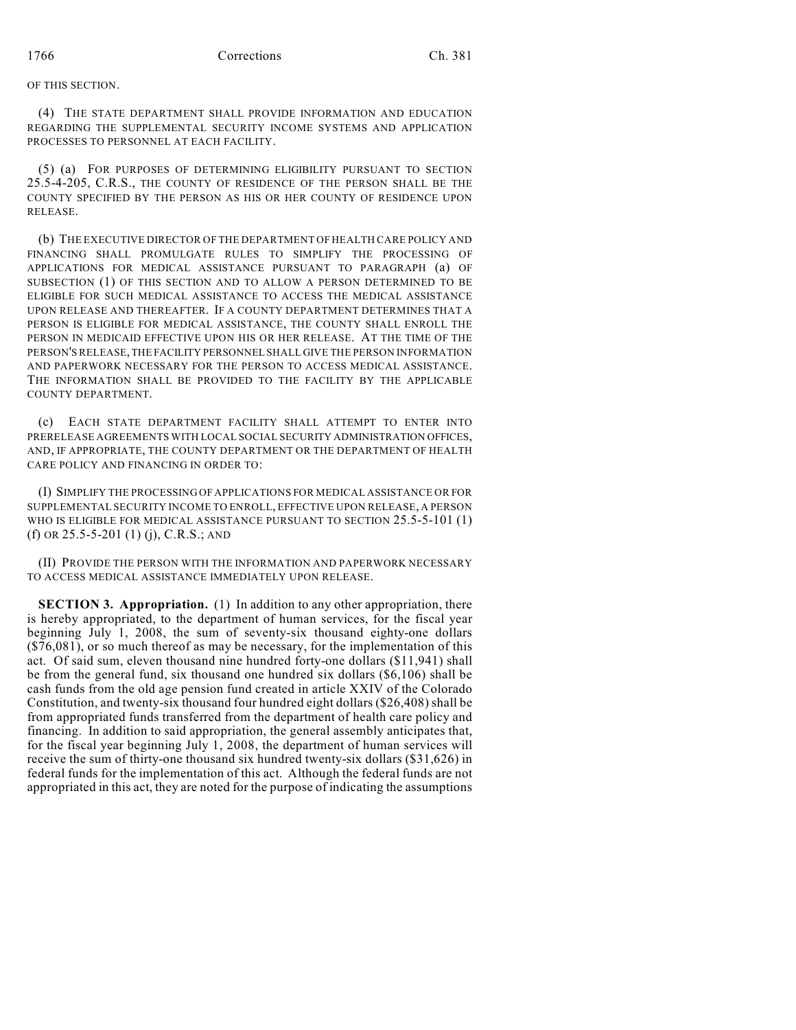OF THIS SECTION.

(4) THE STATE DEPARTMENT SHALL PROVIDE INFORMATION AND EDUCATION REGARDING THE SUPPLEMENTAL SECURITY INCOME SYSTEMS AND APPLICATION PROCESSES TO PERSONNEL AT EACH FACILITY.

(5) (a) FOR PURPOSES OF DETERMINING ELIGIBILITY PURSUANT TO SECTION 25.5-4-205, C.R.S., THE COUNTY OF RESIDENCE OF THE PERSON SHALL BE THE COUNTY SPECIFIED BY THE PERSON AS HIS OR HER COUNTY OF RESIDENCE UPON RELEASE.

(b) THE EXECUTIVE DIRECTOR OF THE DEPARTMENT OF HEALTH CARE POLICY AND FINANCING SHALL PROMULGATE RULES TO SIMPLIFY THE PROCESSING OF APPLICATIONS FOR MEDICAL ASSISTANCE PURSUANT TO PARAGRAPH (a) OF SUBSECTION (1) OF THIS SECTION AND TO ALLOW A PERSON DETERMINED TO BE ELIGIBLE FOR SUCH MEDICAL ASSISTANCE TO ACCESS THE MEDICAL ASSISTANCE UPON RELEASE AND THEREAFTER. IF A COUNTY DEPARTMENT DETERMINES THAT A PERSON IS ELIGIBLE FOR MEDICAL ASSISTANCE, THE COUNTY SHALL ENROLL THE PERSON IN MEDICAID EFFECTIVE UPON HIS OR HER RELEASE. AT THE TIME OF THE PERSON'S RELEASE, THE FACILITY PERSONNEL SHALL GIVE THE PERSON INFORMATION AND PAPERWORK NECESSARY FOR THE PERSON TO ACCESS MEDICAL ASSISTANCE. THE INFORMATION SHALL BE PROVIDED TO THE FACILITY BY THE APPLICABLE COUNTY DEPARTMENT.

(c) EACH STATE DEPARTMENT FACILITY SHALL ATTEMPT TO ENTER INTO PRERELEASE AGREEMENTS WITH LOCAL SOCIAL SECURITY ADMINISTRATION OFFICES, AND, IF APPROPRIATE, THE COUNTY DEPARTMENT OR THE DEPARTMENT OF HEALTH CARE POLICY AND FINANCING IN ORDER TO:

(I) SIMPLIFY THE PROCESSING OF APPLICATIONS FOR MEDICAL ASSISTANCE OR FOR SUPPLEMENTAL SECURITY INCOME TO ENROLL, EFFECTIVE UPON RELEASE, A PERSON WHO IS ELIGIBLE FOR MEDICAL ASSISTANCE PURSUANT TO SECTION 25.5-5-101 (1) (f) OR 25.5-5-201 (1) (j), C.R.S.; AND

(II) PROVIDE THE PERSON WITH THE INFORMATION AND PAPERWORK NECESSARY TO ACCESS MEDICAL ASSISTANCE IMMEDIATELY UPON RELEASE.

**SECTION 3. Appropriation.** (1) In addition to any other appropriation, there is hereby appropriated, to the department of human services, for the fiscal year beginning July 1, 2008, the sum of seventy-six thousand eighty-one dollars ($76,081), or so much thereof as may be necessary, for the implementation of this act. Of said sum, eleven thousand nine hundred forty-one dollars ($11,941) shall be from the general fund, six thousand one hundred six dollars ($6,106) shall be cash funds from the old age pension fund created in article XXIV of the Colorado Constitution, and twenty-six thousand four hundred eight dollars ($26,408) shall be from appropriated funds transferred from the department of health care policy and financing. In addition to said appropriation, the general assembly anticipates that, for the fiscal year beginning July 1, 2008, the department of human services will receive the sum of thirty-one thousand six hundred twenty-six dollars ($31,626) in federal funds for the implementation of this act. Although the federal funds are not appropriated in this act, they are noted for the purpose of indicating the assumptions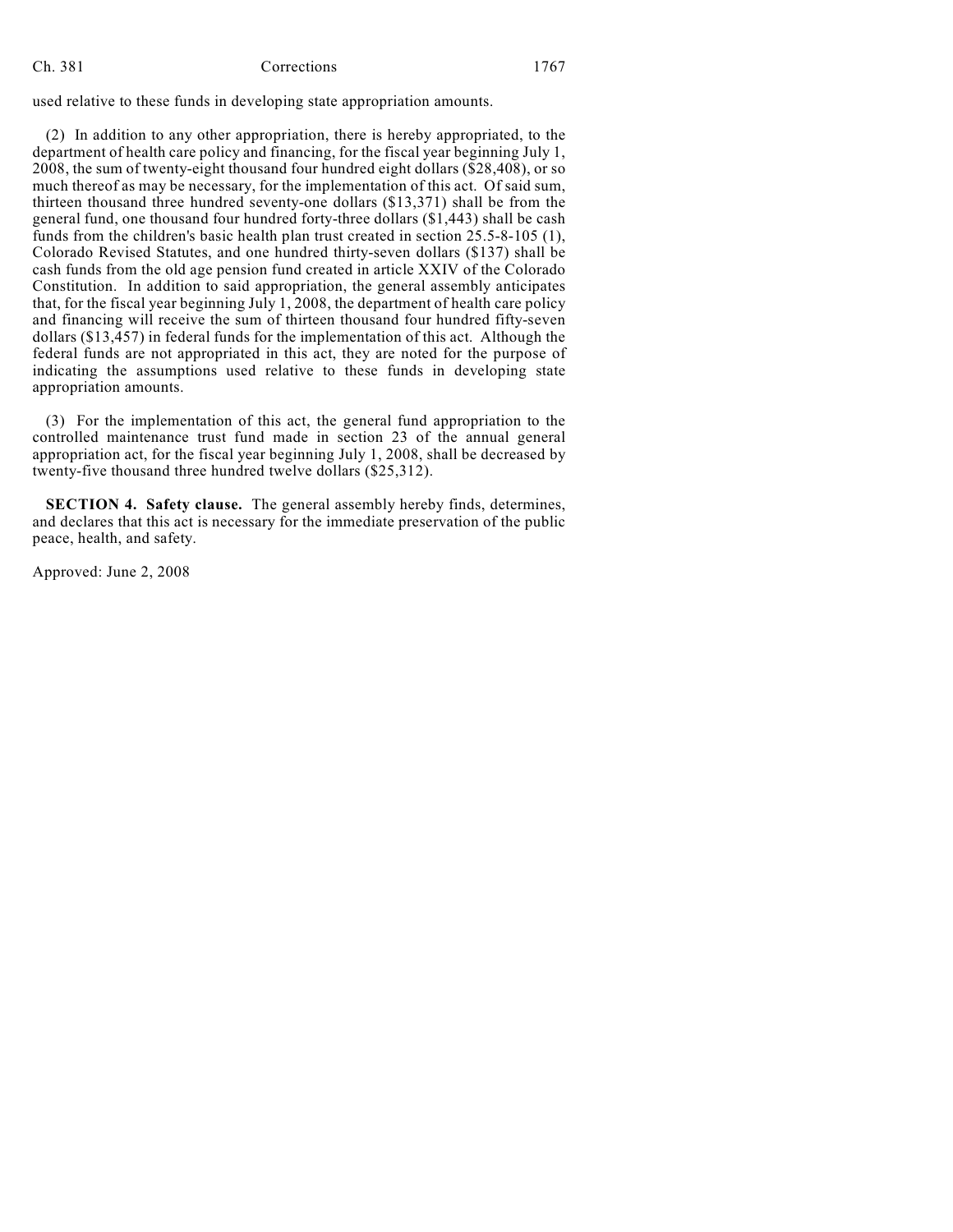used relative to these funds in developing state appropriation amounts.

(2) In addition to any other appropriation, there is hereby appropriated, to the department of health care policy and financing, for the fiscal year beginning July 1, 2008, the sum of twenty-eight thousand four hundred eight dollars ($28,408), or so much thereof as may be necessary, for the implementation of this act. Of said sum, thirteen thousand three hundred seventy-one dollars ($13,371) shall be from the general fund, one thousand four hundred forty-three dollars ($1,443) shall be cash funds from the children's basic health plan trust created in section 25.5-8-105 (1), Colorado Revised Statutes, and one hundred thirty-seven dollars ($137) shall be cash funds from the old age pension fund created in article XXIV of the Colorado Constitution. In addition to said appropriation, the general assembly anticipates that, for the fiscal year beginning July 1, 2008, the department of health care policy and financing will receive the sum of thirteen thousand four hundred fifty-seven dollars ($13,457) in federal funds for the implementation of this act. Although the federal funds are not appropriated in this act, they are noted for the purpose of indicating the assumptions used relative to these funds in developing state appropriation amounts.

(3) For the implementation of this act, the general fund appropriation to the controlled maintenance trust fund made in section 23 of the annual general appropriation act, for the fiscal year beginning July 1, 2008, shall be decreased by twenty-five thousand three hundred twelve dollars ($25,312).

**SECTION 4. Safety clause.** The general assembly hereby finds, determines, and declares that this act is necessary for the immediate preservation of the public peace, health, and safety.

Approved: June 2, 2008